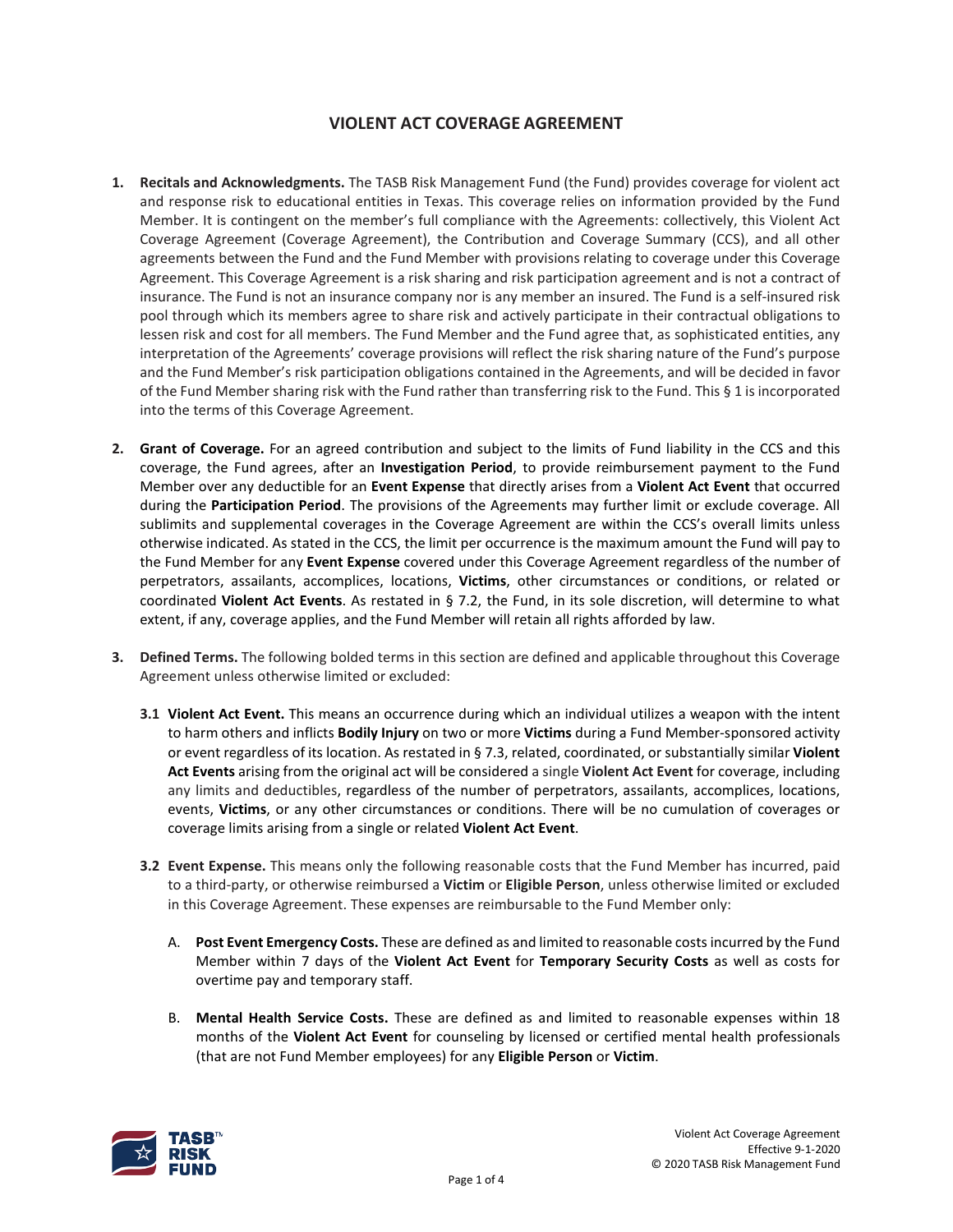# VIOLENT ACT COVERAGE AGREEMENT

1. **Recitals and Acknowledgments.** The TASB Risk Management Fund (the Fund) provides coverage for violent act and response risk to educational entities in Texas. This coverage relies on information provided by the Fund Member. It is contingent on the member's full compliance with the Agreements: collectively, this Violent Act Coverage Agreement (Coverage Agreement), the Contribution and Coverage Summary (CCS), and all other agreements between the Fund and the Fund Member with provisions relating to coverage under this Coverage Agreement. This Coverage Agreement is a risk sharing and risk participation agreement and is not a contract of insurance. The Fund is not an insurance company nor is any member an insured. The Fund is a self-insured risk pool through which its members agree to share risk and actively participate in their contractual obligations to lessen risk and cost for all members. The Fund Member and the Fund agree that, as sophisticated entities, any interpretation of the Agreements' coverage provisions will reflect the risk sharing nature of the Fund's purpose and the Fund Member's risk participation obligations contained in the Agreements, and will be decided in favor of the Fund Member sharing risk with the Fund rather than transferring risk to the Fund. This § 1 is incorporated into the terms of this Coverage Agreement.

2. **Grant of Coverage.** For an agreed contribution and subject to the limits of Fund liability in the CCS and this coverage, the Fund agrees, after an **Investigation Period**, to provide reimbursement payment to the Fund Member over any deductible for an **Event Expense** that directly arises from a **Violent Act Event** that occurred during the **Participation Period**. The provisions of the Agreements may further limit or exclude coverage. All sublimits and supplemental coverages in the Coverage Agreement are within the CCS's overall limits unless otherwise indicated. As stated in the CCS, the limit per occurrence is the maximum amount the Fund will pay to the Fund Member for any **Event Expense** covered under this Coverage Agreement regardless of the number of perpetrators, assailants, accomplices, locations, **Victims**, other circumstances or conditions, or related or coordinated **Violent Act Events**. As restated in § 7.2, the Fund, in its sole discretion, will determine to what extent, if any, coverage applies, and the Fund Member will retain all rights afforded by law.

3. **Defined Terms.** The following bolded terms in this section are defined and applicable throughout this Coverage Agreement unless otherwise limited or excluded:

   **3.1 Violent Act Event.** This means an occurrence during which an individual utilizes a weapon with the intent to harm others and inflicts **Bodily Injury** on two or more **Victims** during a Fund Member-sponsored activity or event regardless of its location. As restated in § 7.3, related, coordinated, or substantially similar **Violent Act Events** arising from the original act will be considered a single **Violent Act Event** for coverage, including any limits and deductibles, regardless of the number of perpetrators, assailants, accomplices, locations, events, **Victims**, or any other circumstances or conditions. There will be no cumulation of coverages or coverage limits arising from a single or related **Violent Act Event**.

   **3.2 Event Expense.** This means only the following reasonable costs that the Fund Member has incurred, paid to a third-party, or otherwise reimbursed a **Victim** or **Eligible Person**, unless otherwise limited or excluded in this Coverage Agreement. These expenses are reimbursable to the Fund Member only:

   A. **Post Event Emergency Costs.** These are defined as and limited to reasonable costs incurred by the Fund Member within 7 days of the **Violent Act Event** for **Temporary Security Costs** as well as costs for overtime pay and temporary staff.

   B. **Mental Health Service Costs.** These are defined as and limited to reasonable expenses within 18 months of the **Violent Act Event** for counseling by licensed or certified mental health professionals (that are not Fund Member employees) for any **Eligible Person** or **Victim**.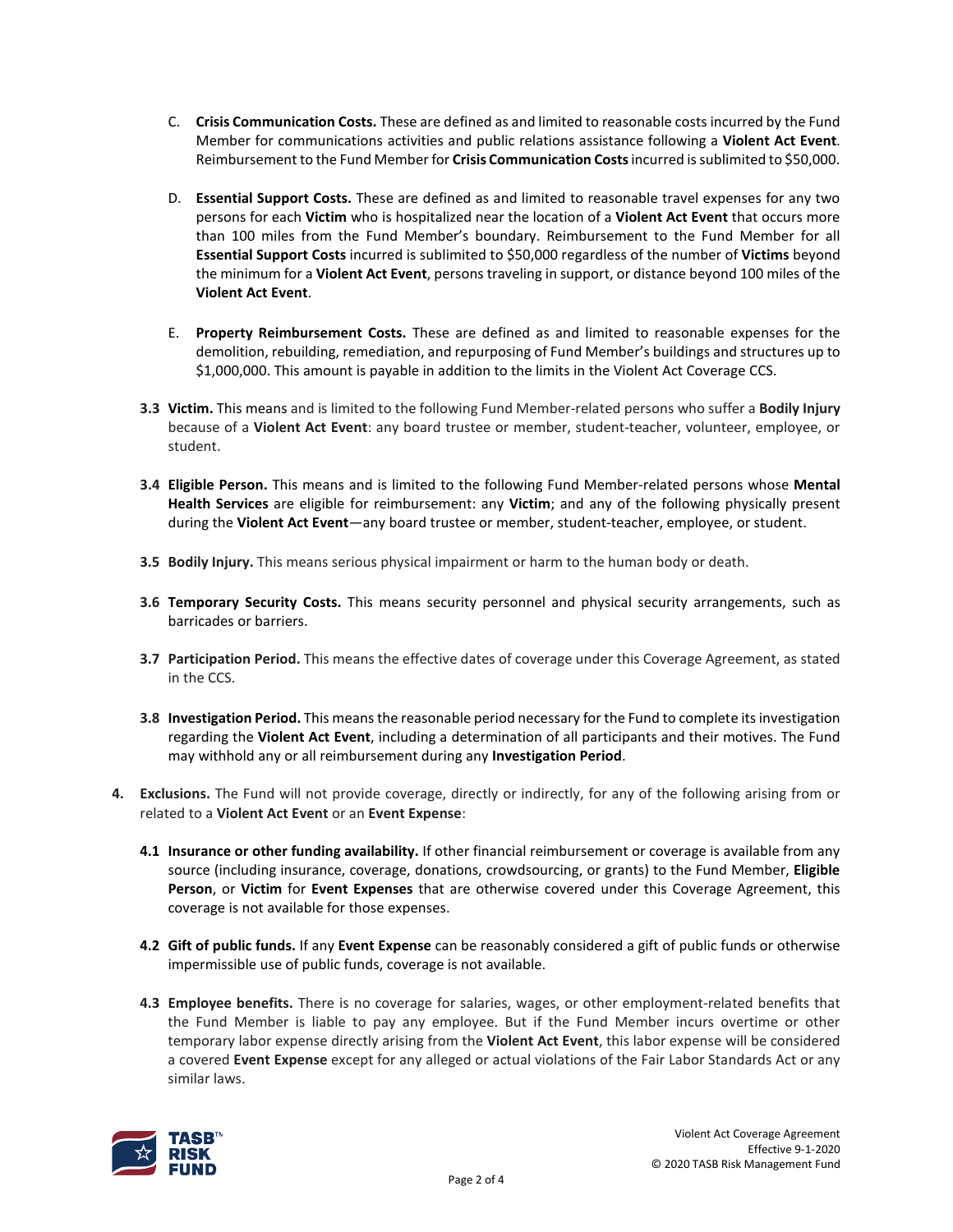C. **Crisis Communication Costs.** These are defined as and limited to reasonable costs incurred by the Fund Member for communications activities and public relations assistance following a **Violent Act Event**. Reimbursement to the Fund Member for **Crisis Communication Costs** incurred is sublimited to $50,000.

D. **Essential Support Costs.** These are defined as and limited to reasonable travel expenses for any two persons for each **Victim** who is hospitalized near the location of a **Violent Act Event** that occurs more than 100 miles from the Fund Member's boundary. Reimbursement to the Fund Member for all **Essential Support Costs** incurred is sublimited to $50,000 regardless of the number of **Victims** beyond the minimum for a **Violent Act Event**, persons traveling in support, or distance beyond 100 miles of the **Violent Act Event**.

E. **Property Reimbursement Costs.** These are defined as and limited to reasonable expenses for the demolition, rebuilding, remediation, and repurposing of Fund Member's buildings and structures up to $1,000,000. This amount is payable in addition to the limits in the Violent Act Coverage CCS.

**3.3 Victim.** This means and is limited to the following Fund Member-related persons who suffer a **Bodily Injury** because of a **Violent Act Event**: any board trustee or member, student-teacher, volunteer, employee, or student.

**3.4 Eligible Person.** This means and is limited to the following Fund Member-related persons whose **Mental Health Services** are eligible for reimbursement: any **Victim**; and any of the following physically present during the **Violent Act Event**—any board trustee or member, student-teacher, employee, or student.

**3.5 Bodily Injury.** This means serious physical impairment or harm to the human body or death.

**3.6 Temporary Security Costs.** This means security personnel and physical security arrangements, such as barricades or barriers.

**3.7 Participation Period.** This means the effective dates of coverage under this Coverage Agreement, as stated in the CCS.

**3.8 Investigation Period.** This means the reasonable period necessary for the Fund to complete its investigation regarding the **Violent Act Event**, including a determination of all participants and their motives. The Fund may withhold any or all reimbursement during any **Investigation Period**.

**4. Exclusions.** The Fund will not provide coverage, directly or indirectly, for any of the following arising from or related to a **Violent Act Event** or an **Event Expense**:

**4.1 Insurance or other funding availability.** If other financial reimbursement or coverage is available from any source (including insurance, coverage, donations, crowdsourcing, or grants) to the Fund Member, **Eligible Person**, or **Victim** for **Event Expenses** that are otherwise covered under this Coverage Agreement, this coverage is not available for those expenses.

**4.2 Gift of public funds.** If any **Event Expense** can be reasonably considered a gift of public funds or otherwise impermissible use of public funds, coverage is not available.

**4.3 Employee benefits.** There is no coverage for salaries, wages, or other employment-related benefits that the Fund Member is liable to pay any employee. But if the Fund Member incurs overtime or other temporary labor expense directly arising from the **Violent Act Event**, this labor expense will be considered a covered **Event Expense** except for any alleged or actual violations of the Fair Labor Standards Act or any similar laws.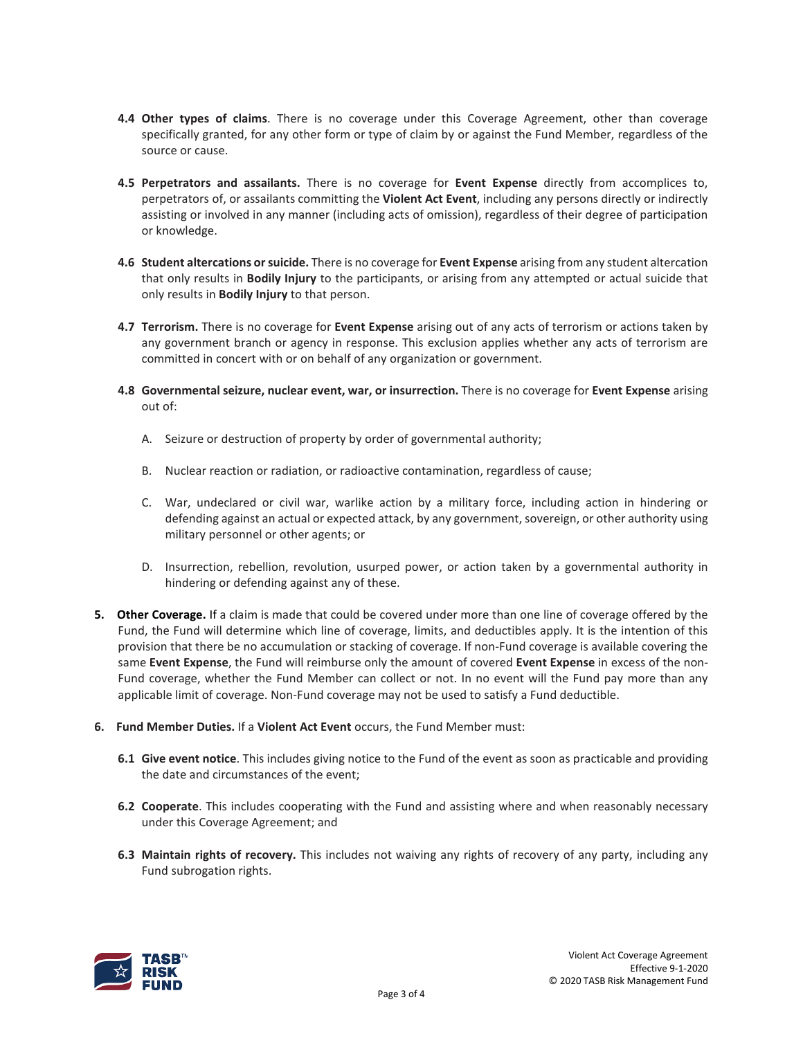**4.4 Other types of claims**. There is no coverage under this Coverage Agreement, other than coverage specifically granted, for any other form or type of claim by or against the Fund Member, regardless of the source or cause.

**4.5 Perpetrators and assailants.** There is no coverage for **Event Expense** directly from accomplices to, perpetrators of, or assailants committing the **Violent Act Event**, including any persons directly or indirectly assisting or involved in any manner (including acts of omission), regardless of their degree of participation or knowledge.

**4.6 Student altercations or suicide.** There is no coverage for **Event Expense** arising from any student altercation that only results in **Bodily Injury** to the participants, or arising from any attempted or actual suicide that only results in **Bodily Injury** to that person.

**4.7 Terrorism.** There is no coverage for **Event Expense** arising out of any acts of terrorism or actions taken by any government branch or agency in response. This exclusion applies whether any acts of terrorism are committed in concert with or on behalf of any organization or government.

**4.8 Governmental seizure, nuclear event, war, or insurrection.** There is no coverage for **Event Expense** arising out of:

A. Seizure or destruction of property by order of governmental authority;

B. Nuclear reaction or radiation, or radioactive contamination, regardless of cause;

C. War, undeclared or civil war, warlike action by a military force, including action in hindering or defending against an actual or expected attack, by any government, sovereign, or other authority using military personnel or other agents; or

D. Insurrection, rebellion, revolution, usurped power, or action taken by a governmental authority in hindering or defending against any of these.

**5. Other Coverage.** If a claim is made that could be covered under more than one line of coverage offered by the Fund, the Fund will determine which line of coverage, limits, and deductibles apply. It is the intention of this provision that there be no accumulation or stacking of coverage. If non-Fund coverage is available covering the same **Event Expense**, the Fund will reimburse only the amount of covered **Event Expense** in excess of the non-Fund coverage, whether the Fund Member can collect or not. In no event will the Fund pay more than any applicable limit of coverage. Non-Fund coverage may not be used to satisfy a Fund deductible.

**6. Fund Member Duties.** If a **Violent Act Event** occurs, the Fund Member must:

**6.1 Give event notice**. This includes giving notice to the Fund of the event as soon as practicable and providing the date and circumstances of the event;

**6.2 Cooperate**. This includes cooperating with the Fund and assisting where and when reasonably necessary under this Coverage Agreement; and

**6.3 Maintain rights of recovery.** This includes not waiving any rights of recovery of any party, including any Fund subrogation rights.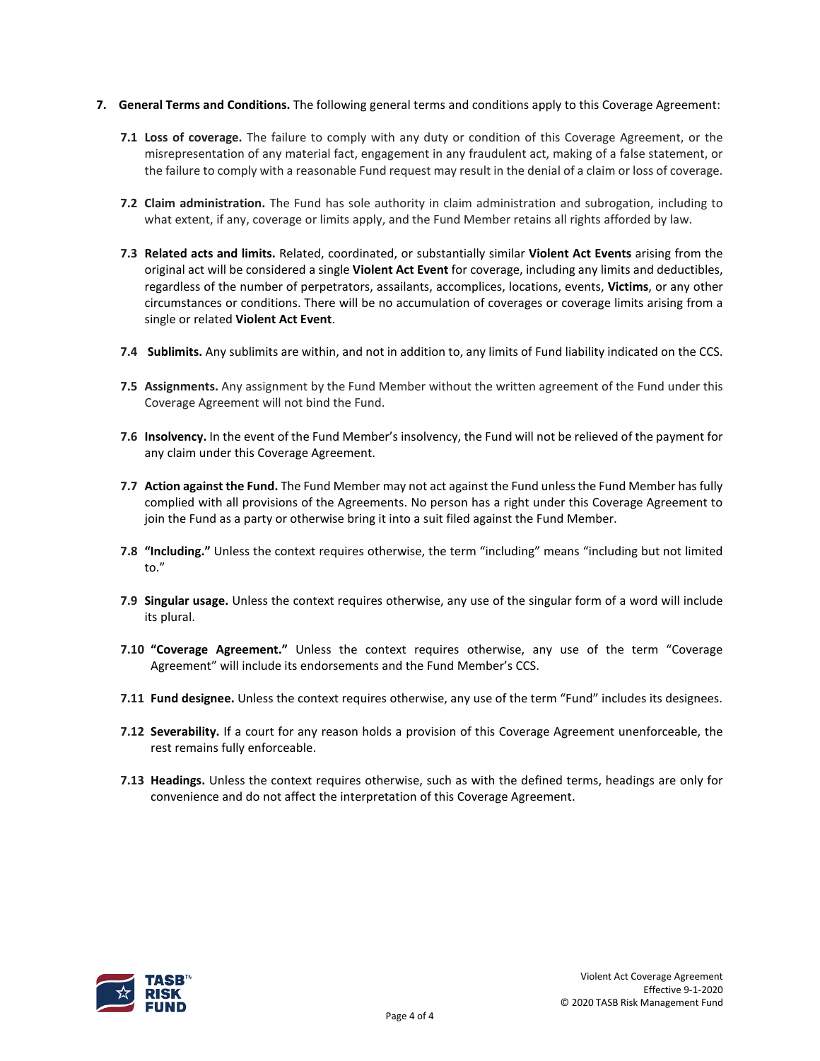7. **General Terms and Conditions.** The following general terms and conditions apply to this Coverage Agreement:

   **7.1 Loss of coverage.** The failure to comply with any duty or condition of this Coverage Agreement, or the misrepresentation of any material fact, engagement in any fraudulent act, making of a false statement, or the failure to comply with a reasonable Fund request may result in the denial of a claim or loss of coverage.

   **7.2 Claim administration.** The Fund has sole authority in claim administration and subrogation, including to what extent, if any, coverage or limits apply, and the Fund Member retains all rights afforded by law.

   **7.3 Related acts and limits.** Related, coordinated, or substantially similar **Violent Act Events** arising from the original act will be considered a single **Violent Act Event** for coverage, including any limits and deductibles, regardless of the number of perpetrators, assailants, accomplices, locations, events, **Victims**, or any other circumstances or conditions. There will be no accumulation of coverages or coverage limits arising from a single or related **Violent Act Event**.

   **7.4 Sublimits.** Any sublimits are within, and not in addition to, any limits of Fund liability indicated on the CCS.

   **7.5 Assignments.** Any assignment by the Fund Member without the written agreement of the Fund under this Coverage Agreement will not bind the Fund.

   **7.6 Insolvency.** In the event of the Fund Member's insolvency, the Fund will not be relieved of the payment for any claim under this Coverage Agreement.

   **7.7 Action against the Fund.** The Fund Member may not act against the Fund unless the Fund Member has fully complied with all provisions of the Agreements. No person has a right under this Coverage Agreement to join the Fund as a party or otherwise bring it into a suit filed against the Fund Member.

   **7.8 "Including."** Unless the context requires otherwise, the term "including" means "including but not limited to."

   **7.9 Singular usage.** Unless the context requires otherwise, any use of the singular form of a word will include its plural.

   **7.10 "Coverage Agreement."** Unless the context requires otherwise, any use of the term "Coverage Agreement" will include its endorsements and the Fund Member's CCS.

   **7.11 Fund designee.** Unless the context requires otherwise, any use of the term "Fund" includes its designees.

   **7.12 Severability.** If a court for any reason holds a provision of this Coverage Agreement unenforceable, the rest remains fully enforceable.

   **7.13 Headings.** Unless the context requires otherwise, such as with the defined terms, headings are only for convenience and do not affect the interpretation of this Coverage Agreement.